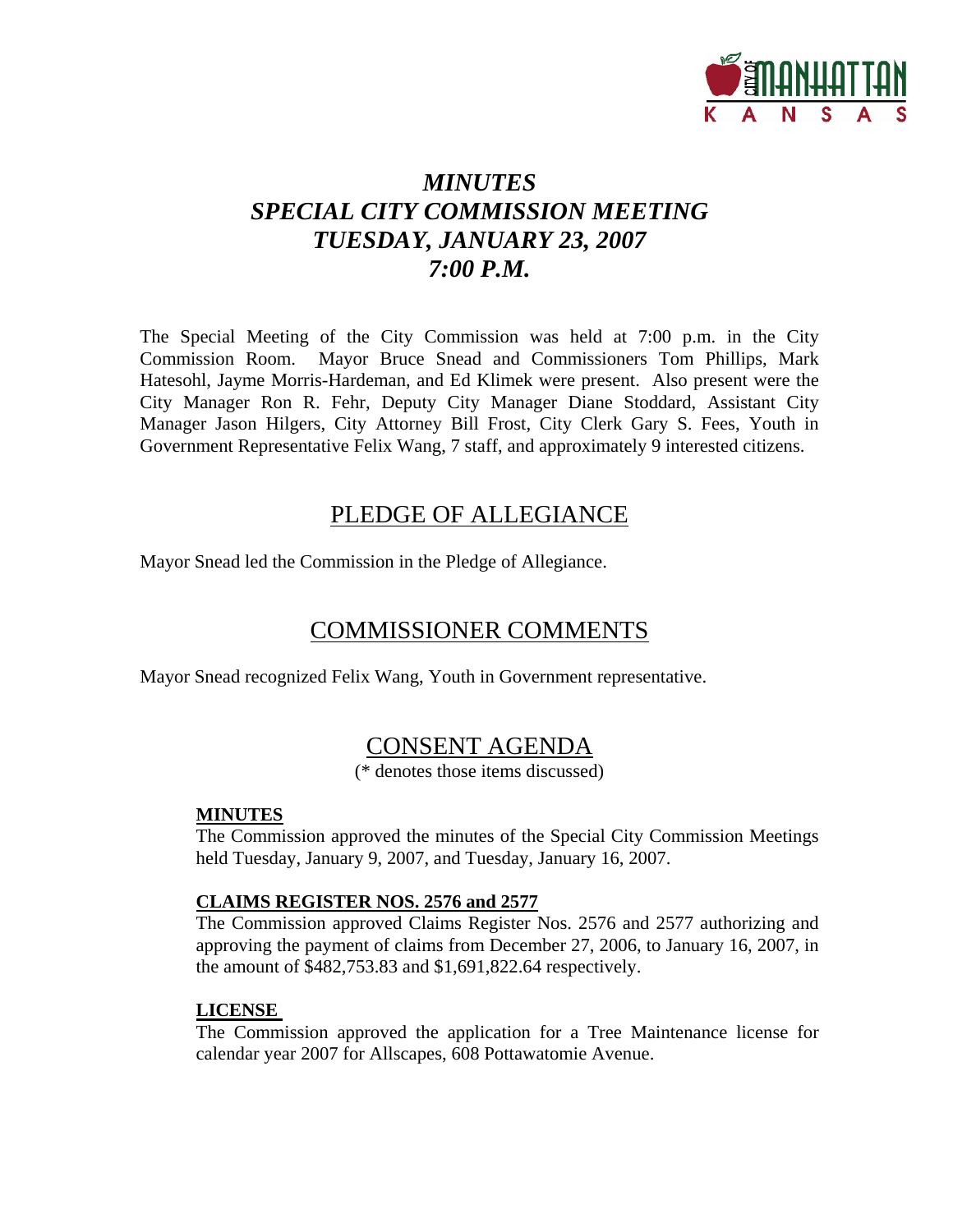# *MINUTES*
# *SPECIAL CITY COMMISSION MEETING*
# *TUESDAY, JANUARY 23, 2007*
# *7:00 P.M.*

The Special Meeting of the City Commission was held at 7:00 p.m. in the City Commission Room. Mayor Bruce Snead and Commissioners Tom Phillips, Mark Hatesohl, Jayme Morris-Hardeman, and Ed Klimek were present. Also present were the City Manager Ron R. Fehr, Deputy City Manager Diane Stoddard, Assistant City Manager Jason Hilgers, City Attorney Bill Frost, City Clerk Gary S. Fees, Youth in Government Representative Felix Wang, 7 staff, and approximately 9 interested citizens.

## PLEDGE OF ALLEGIANCE

Mayor Snead led the Commission in the Pledge of Allegiance.

## COMMISSIONER COMMENTS

Mayor Snead recognized Felix Wang, Youth in Government representative.

## CONSENT AGENDA

(* denotes those items discussed)

**MINUTES**

The Commission approved the minutes of the Special City Commission Meetings held Tuesday, January 9, 2007, and Tuesday, January 16, 2007.

**CLAIMS REGISTER NOS. 2576 and 2577**

The Commission approved Claims Register Nos. 2576 and 2577 authorizing and approving the payment of claims from December 27, 2006, to January 16, 2007, in the amount of $482,753.83 and $1,691,822.64 respectively.

**LICENSE**

The Commission approved the application for a Tree Maintenance license for calendar year 2007 for Allscapes, 608 Pottawatomie Avenue.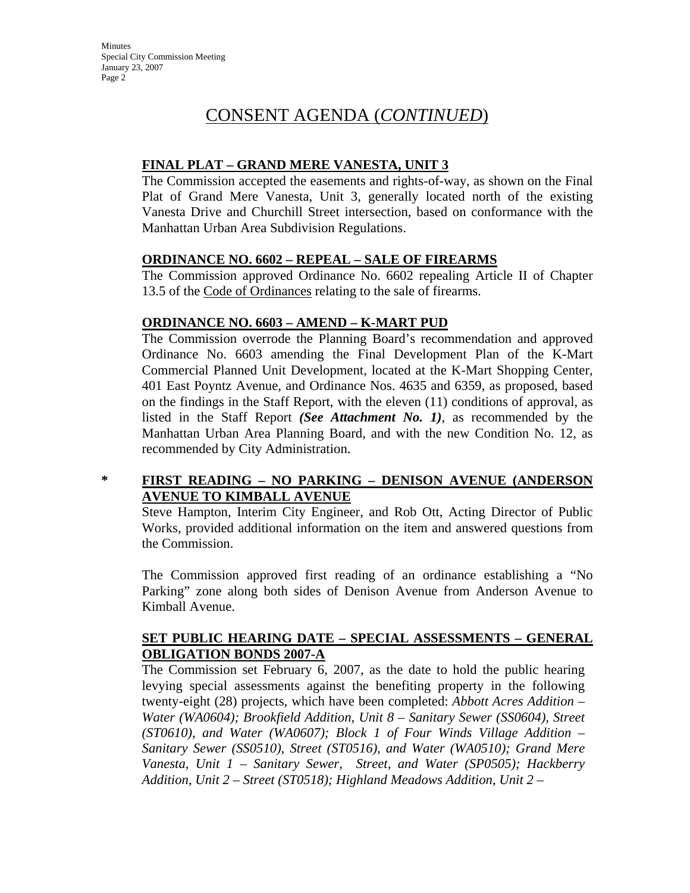# CONSENT AGENDA (*CONTINUED*)

**FINAL PLAT – GRAND MERE VANESTA, UNIT 3**

The Commission accepted the easements and rights-of-way, as shown on the Final Plat of Grand Mere Vanesta, Unit 3, generally located north of the existing Vanesta Drive and Churchill Street intersection, based on conformance with the Manhattan Urban Area Subdivision Regulations.

**ORDINANCE NO. 6602 – REPEAL – SALE OF FIREARMS**

The Commission approved Ordinance No. 6602 repealing Article II of Chapter 13.5 of the Code of Ordinances relating to the sale of firearms.

**ORDINANCE NO. 6603 – AMEND – K-MART PUD**

The Commission overrode the Planning Board's recommendation and approved Ordinance No. 6603 amending the Final Development Plan of the K-Mart Commercial Planned Unit Development, located at the K-Mart Shopping Center, 401 East Poyntz Avenue, and Ordinance Nos. 4635 and 6359, as proposed, based on the findings in the Staff Report, with the eleven (11) conditions of approval, as listed in the Staff Report ***(See Attachment No. 1)***, as recommended by the Manhattan Urban Area Planning Board, and with the new Condition No. 12, as recommended by City Administration.

\* **FIRST READING – NO PARKING – DENISON AVENUE (ANDERSON AVENUE TO KIMBALL AVENUE**

Steve Hampton, Interim City Engineer, and Rob Ott, Acting Director of Public Works, provided additional information on the item and answered questions from the Commission.

The Commission approved first reading of an ordinance establishing a "No Parking" zone along both sides of Denison Avenue from Anderson Avenue to Kimball Avenue.

**SET PUBLIC HEARING DATE – SPECIAL ASSESSMENTS – GENERAL OBLIGATION BONDS 2007-A**

The Commission set February 6, 2007, as the date to hold the public hearing levying special assessments against the benefiting property in the following twenty-eight (28) projects, which have been completed: *Abbott Acres Addition – Water (WA0604); Brookfield Addition, Unit 8 – Sanitary Sewer (SS0604), Street (ST0610), and Water (WA0607); Block 1 of Four Winds Village Addition – Sanitary Sewer (SS0510), Street (ST0516), and Water (WA0510); Grand Mere Vanesta, Unit 1 – Sanitary Sewer, Street, and Water (SP0505); Hackberry Addition, Unit 2 – Street (ST0518); Highland Meadows Addition, Unit 2 –*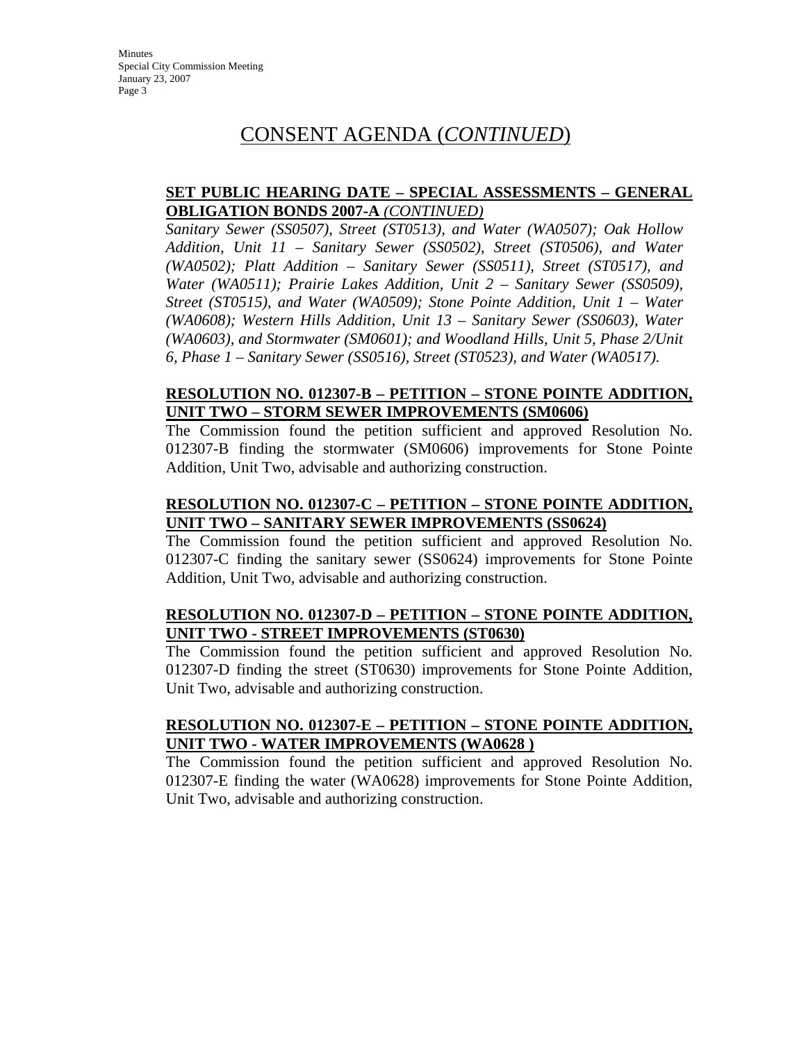# CONSENT AGENDA (*CONTINUED*)

**SET PUBLIC HEARING DATE – SPECIAL ASSESSMENTS – GENERAL OBLIGATION BONDS 2007-A** *(CONTINUED)*

*Sanitary Sewer (SS0507), Street (ST0513), and Water (WA0507); Oak Hollow Addition, Unit 11 – Sanitary Sewer (SS0502), Street (ST0506), and Water (WA0502); Platt Addition – Sanitary Sewer (SS0511), Street (ST0517), and Water (WA0511); Prairie Lakes Addition, Unit 2 – Sanitary Sewer (SS0509), Street (ST0515), and Water (WA0509); Stone Pointe Addition, Unit 1 – Water (WA0608); Western Hills Addition, Unit 13 – Sanitary Sewer (SS0603), Water (WA0603), and Stormwater (SM0601); and Woodland Hills, Unit 5, Phase 2/Unit 6, Phase 1 – Sanitary Sewer (SS0516), Street (ST0523), and Water (WA0517).*

**RESOLUTION NO. 012307-B – PETITION – STONE POINTE ADDITION, UNIT TWO – STORM SEWER IMPROVEMENTS (SM0606)**

The Commission found the petition sufficient and approved Resolution No. 012307-B finding the stormwater (SM0606) improvements for Stone Pointe Addition, Unit Two, advisable and authorizing construction.

**RESOLUTION NO. 012307-C – PETITION – STONE POINTE ADDITION, UNIT TWO – SANITARY SEWER IMPROVEMENTS (SS0624)**

The Commission found the petition sufficient and approved Resolution No. 012307-C finding the sanitary sewer (SS0624) improvements for Stone Pointe Addition, Unit Two, advisable and authorizing construction.

**RESOLUTION NO. 012307-D – PETITION – STONE POINTE ADDITION, UNIT TWO - STREET IMPROVEMENTS (ST0630)**

The Commission found the petition sufficient and approved Resolution No. 012307-D finding the street (ST0630) improvements for Stone Pointe Addition, Unit Two, advisable and authorizing construction.

**RESOLUTION NO. 012307-E – PETITION – STONE POINTE ADDITION, UNIT TWO - WATER IMPROVEMENTS (WA0628 )**

The Commission found the petition sufficient and approved Resolution No. 012307-E finding the water (WA0628) improvements for Stone Pointe Addition, Unit Two, advisable and authorizing construction.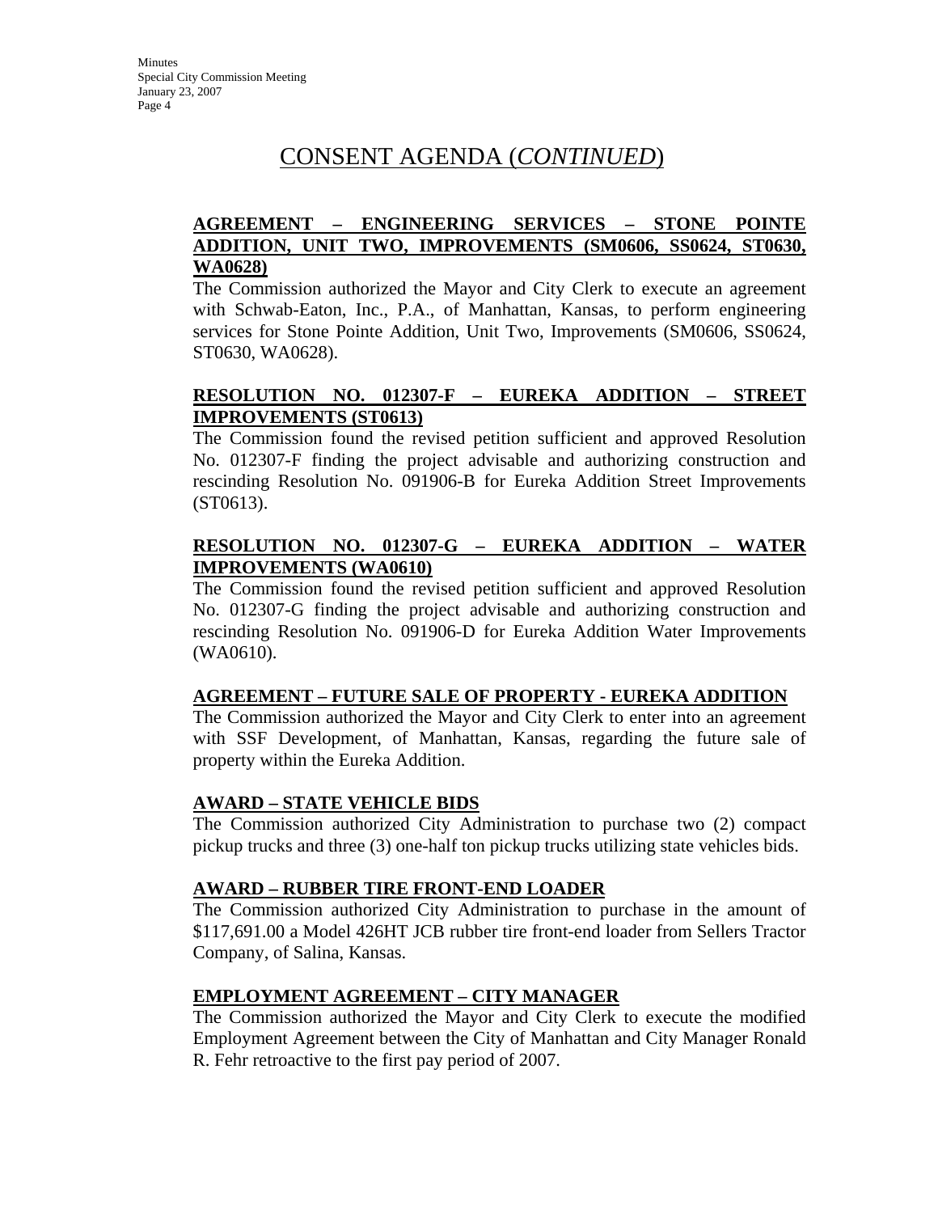## CONSENT AGENDA (*CONTINUED*)

**AGREEMENT – ENGINEERING SERVICES – STONE POINTE ADDITION, UNIT TWO, IMPROVEMENTS (SM0606, SS0624, ST0630, WA0628)**

The Commission authorized the Mayor and City Clerk to execute an agreement with Schwab-Eaton, Inc., P.A., of Manhattan, Kansas, to perform engineering services for Stone Pointe Addition, Unit Two, Improvements (SM0606, SS0624, ST0630, WA0628).

**RESOLUTION NO. 012307-F – EUREKA ADDITION – STREET IMPROVEMENTS (ST0613)**

The Commission found the revised petition sufficient and approved Resolution No. 012307-F finding the project advisable and authorizing construction and rescinding Resolution No. 091906-B for Eureka Addition Street Improvements (ST0613).

**RESOLUTION NO. 012307-G – EUREKA ADDITION – WATER IMPROVEMENTS (WA0610)**

The Commission found the revised petition sufficient and approved Resolution No. 012307-G finding the project advisable and authorizing construction and rescinding Resolution No. 091906-D for Eureka Addition Water Improvements (WA0610).

**AGREEMENT – FUTURE SALE OF PROPERTY - EUREKA ADDITION**

The Commission authorized the Mayor and City Clerk to enter into an agreement with SSF Development, of Manhattan, Kansas, regarding the future sale of property within the Eureka Addition.

**AWARD – STATE VEHICLE BIDS**

The Commission authorized City Administration to purchase two (2) compact pickup trucks and three (3) one-half ton pickup trucks utilizing state vehicles bids.

**AWARD – RUBBER TIRE FRONT-END LOADER**

The Commission authorized City Administration to purchase in the amount of $117,691.00 a Model 426HT JCB rubber tire front-end loader from Sellers Tractor Company, of Salina, Kansas.

**EMPLOYMENT AGREEMENT – CITY MANAGER**

The Commission authorized the Mayor and City Clerk to execute the modified Employment Agreement between the City of Manhattan and City Manager Ronald R. Fehr retroactive to the first pay period of 2007.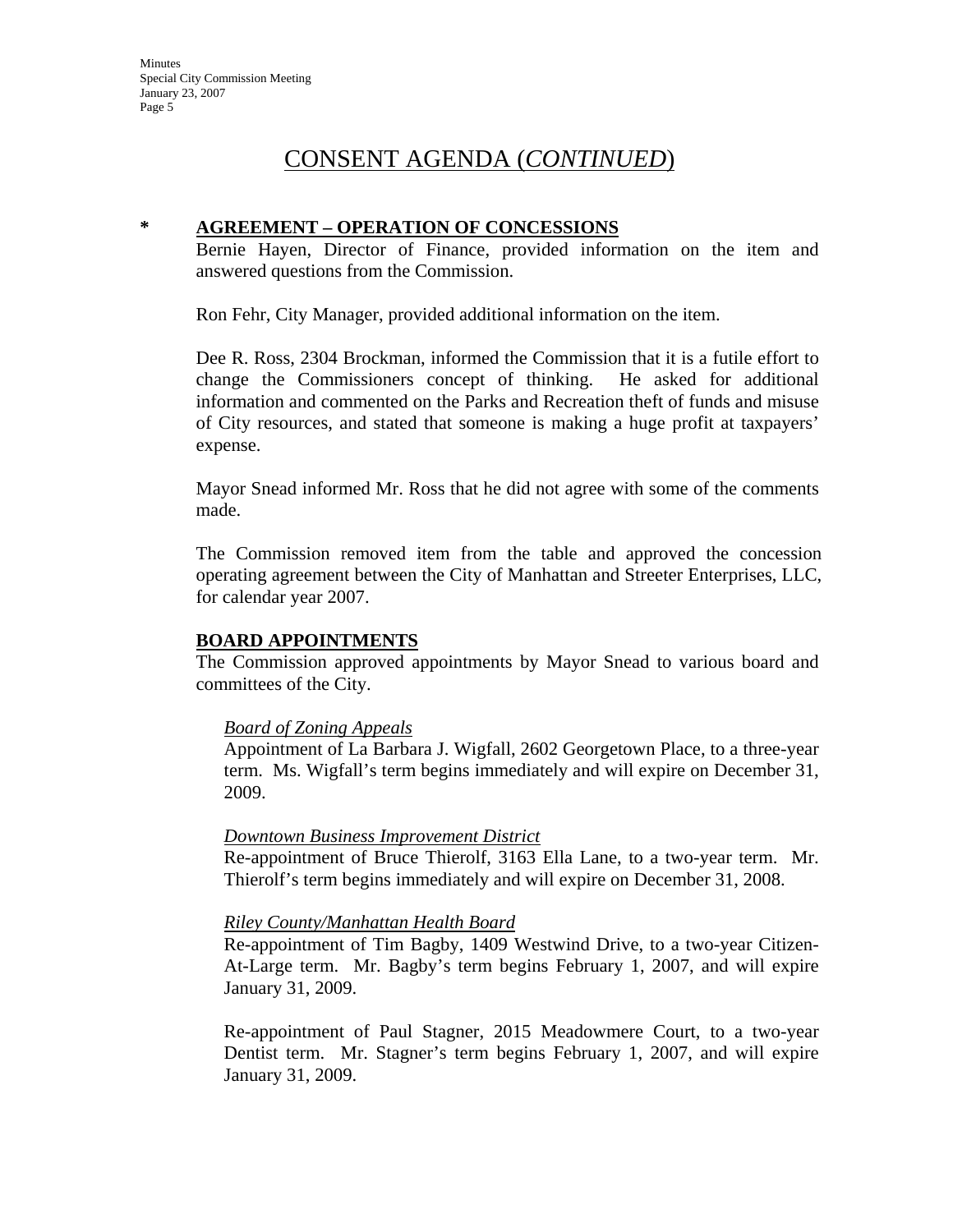# CONSENT AGENDA (*CONTINUED*)

**\* AGREEMENT – OPERATION OF CONCESSIONS**

Bernie Hayen, Director of Finance, provided information on the item and answered questions from the Commission.

Ron Fehr, City Manager, provided additional information on the item.

Dee R. Ross, 2304 Brockman, informed the Commission that it is a futile effort to change the Commissioners concept of thinking. He asked for additional information and commented on the Parks and Recreation theft of funds and misuse of City resources, and stated that someone is making a huge profit at taxpayers' expense.

Mayor Snead informed Mr. Ross that he did not agree with some of the comments made.

The Commission removed item from the table and approved the concession operating agreement between the City of Manhattan and Streeter Enterprises, LLC, for calendar year 2007.

**BOARD APPOINTMENTS**

The Commission approved appointments by Mayor Snead to various board and committees of the City.

*Board of Zoning Appeals*

Appointment of La Barbara J. Wigfall, 2602 Georgetown Place, to a three-year term. Ms. Wigfall's term begins immediately and will expire on December 31, 2009.

*Downtown Business Improvement District*

Re-appointment of Bruce Thierolf, 3163 Ella Lane, to a two-year term. Mr. Thierolf's term begins immediately and will expire on December 31, 2008.

*Riley County/Manhattan Health Board*

Re-appointment of Tim Bagby, 1409 Westwind Drive, to a two-year Citizen-At-Large term. Mr. Bagby's term begins February 1, 2007, and will expire January 31, 2009.

Re-appointment of Paul Stagner, 2015 Meadowmere Court, to a two-year Dentist term. Mr. Stagner's term begins February 1, 2007, and will expire January 31, 2009.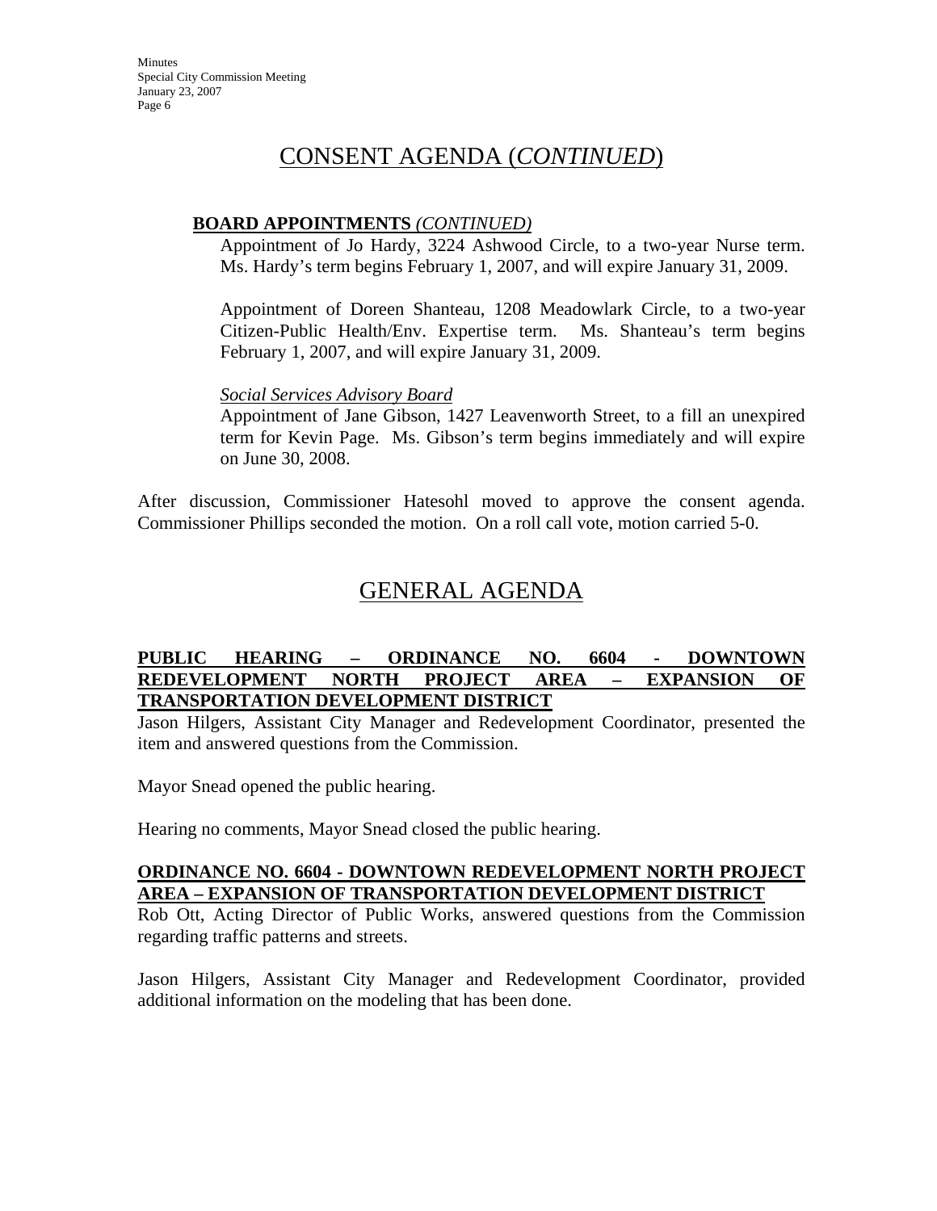# CONSENT AGENDA (*CONTINUED*)

**BOARD APPOINTMENTS** ***(CONTINUED)***

Appointment of Jo Hardy, 3224 Ashwood Circle, to a two-year Nurse term. Ms. Hardy's term begins February 1, 2007, and will expire January 31, 2009.

Appointment of Doreen Shanteau, 1208 Meadowlark Circle, to a two-year Citizen-Public Health/Env. Expertise term. Ms. Shanteau's term begins February 1, 2007, and will expire January 31, 2009.

*Social Services Advisory Board*

Appointment of Jane Gibson, 1427 Leavenworth Street, to a fill an unexpired term for Kevin Page. Ms. Gibson's term begins immediately and will expire on June 30, 2008.

After discussion, Commissioner Hatesohl moved to approve the consent agenda. Commissioner Phillips seconded the motion. On a roll call vote, motion carried 5-0.

# GENERAL AGENDA

**PUBLIC HEARING – ORDINANCE NO. 6604 - DOWNTOWN REDEVELOPMENT NORTH PROJECT AREA – EXPANSION OF TRANSPORTATION DEVELOPMENT DISTRICT**

Jason Hilgers, Assistant City Manager and Redevelopment Coordinator, presented the item and answered questions from the Commission.

Mayor Snead opened the public hearing.

Hearing no comments, Mayor Snead closed the public hearing.

**ORDINANCE NO. 6604 - DOWNTOWN REDEVELOPMENT NORTH PROJECT AREA – EXPANSION OF TRANSPORTATION DEVELOPMENT DISTRICT**

Rob Ott, Acting Director of Public Works, answered questions from the Commission regarding traffic patterns and streets.

Jason Hilgers, Assistant City Manager and Redevelopment Coordinator, provided additional information on the modeling that has been done.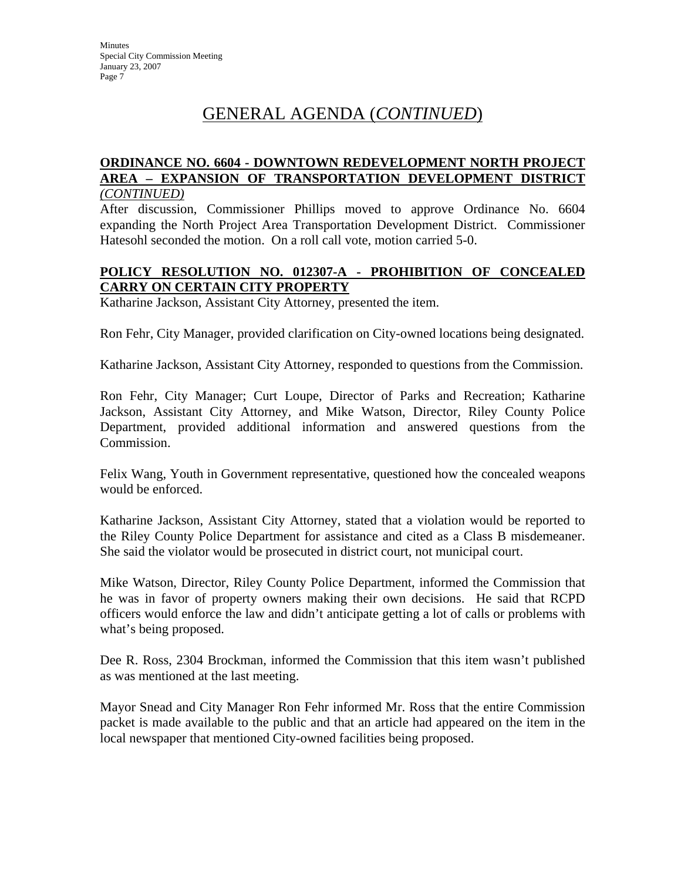## GENERAL AGENDA (*CONTINUED*)

**ORDINANCE NO. 6604 - DOWNTOWN REDEVELOPMENT NORTH PROJECT AREA – EXPANSION OF TRANSPORTATION DEVELOPMENT DISTRICT** ***(CONTINUED)***

After discussion, Commissioner Phillips moved to approve Ordinance No. 6604 expanding the North Project Area Transportation Development District. Commissioner Hatesohl seconded the motion. On a roll call vote, motion carried 5-0.

**POLICY RESOLUTION NO. 012307-A - PROHIBITION OF CONCEALED CARRY ON CERTAIN CITY PROPERTY**

Katharine Jackson, Assistant City Attorney, presented the item.

Ron Fehr, City Manager, provided clarification on City-owned locations being designated.

Katharine Jackson, Assistant City Attorney, responded to questions from the Commission.

Ron Fehr, City Manager; Curt Loupe, Director of Parks and Recreation; Katharine Jackson, Assistant City Attorney, and Mike Watson, Director, Riley County Police Department, provided additional information and answered questions from the Commission.

Felix Wang, Youth in Government representative, questioned how the concealed weapons would be enforced.

Katharine Jackson, Assistant City Attorney, stated that a violation would be reported to the Riley County Police Department for assistance and cited as a Class B misdemeaner. She said the violator would be prosecuted in district court, not municipal court.

Mike Watson, Director, Riley County Police Department, informed the Commission that he was in favor of property owners making their own decisions. He said that RCPD officers would enforce the law and didn't anticipate getting a lot of calls or problems with what's being proposed.

Dee R. Ross, 2304 Brockman, informed the Commission that this item wasn't published as was mentioned at the last meeting.

Mayor Snead and City Manager Ron Fehr informed Mr. Ross that the entire Commission packet is made available to the public and that an article had appeared on the item in the local newspaper that mentioned City-owned facilities being proposed.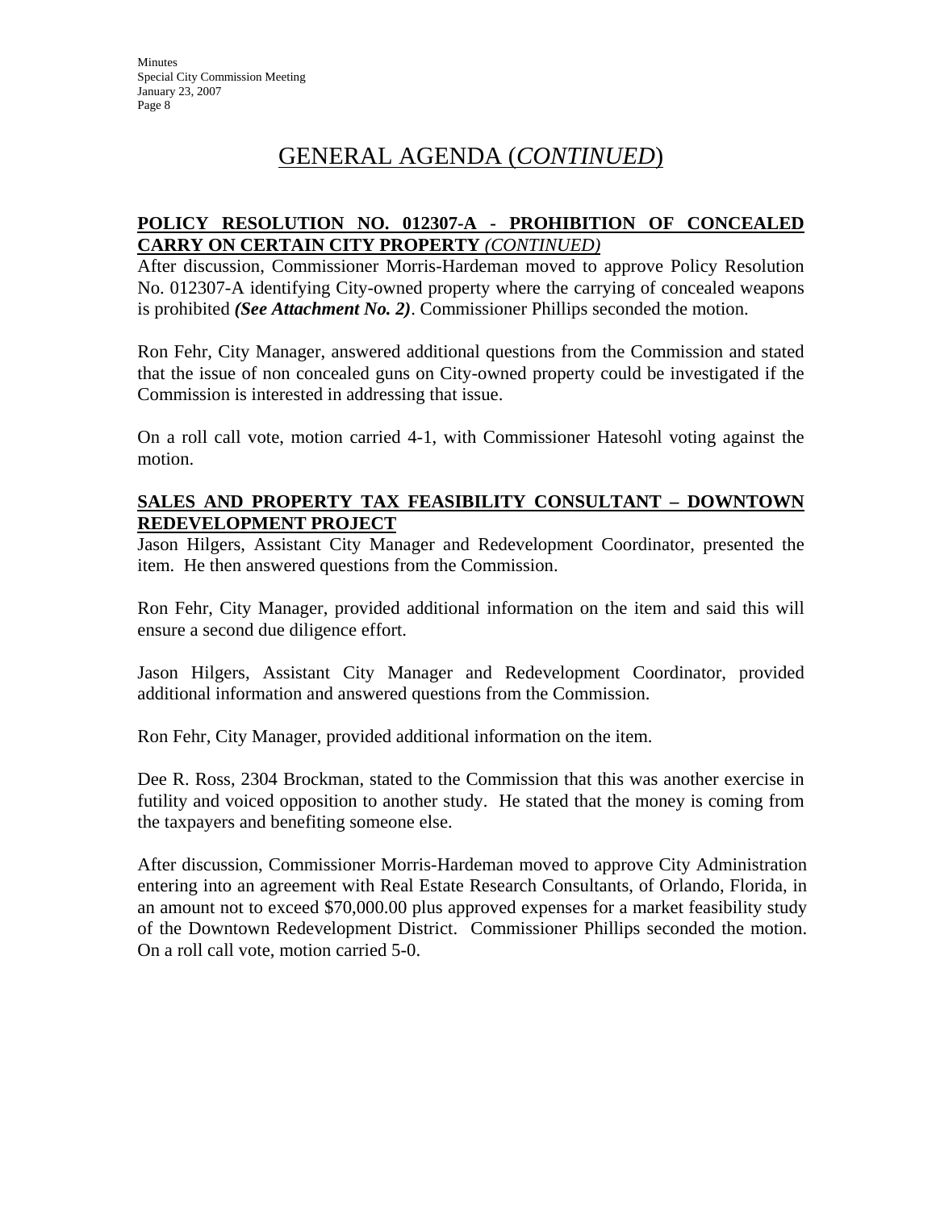## GENERAL AGENDA (*CONTINUED*)

**POLICY RESOLUTION NO. 012307-A - PROHIBITION OF CONCEALED CARRY ON CERTAIN CITY PROPERTY** *(CONTINUED)*

After discussion, Commissioner Morris-Hardeman moved to approve Policy Resolution No. 012307-A identifying City-owned property where the carrying of concealed weapons is prohibited ***(See Attachment No. 2)***. Commissioner Phillips seconded the motion.

Ron Fehr, City Manager, answered additional questions from the Commission and stated that the issue of non concealed guns on City-owned property could be investigated if the Commission is interested in addressing that issue.

On a roll call vote, motion carried 4-1, with Commissioner Hatesohl voting against the motion.

**SALES AND PROPERTY TAX FEASIBILITY CONSULTANT – DOWNTOWN REDEVELOPMENT PROJECT**

Jason Hilgers, Assistant City Manager and Redevelopment Coordinator, presented the item. He then answered questions from the Commission.

Ron Fehr, City Manager, provided additional information on the item and said this will ensure a second due diligence effort.

Jason Hilgers, Assistant City Manager and Redevelopment Coordinator, provided additional information and answered questions from the Commission.

Ron Fehr, City Manager, provided additional information on the item.

Dee R. Ross, 2304 Brockman, stated to the Commission that this was another exercise in futility and voiced opposition to another study. He stated that the money is coming from the taxpayers and benefiting someone else.

After discussion, Commissioner Morris-Hardeman moved to approve City Administration entering into an agreement with Real Estate Research Consultants, of Orlando, Florida, in an amount not to exceed $70,000.00 plus approved expenses for a market feasibility study of the Downtown Redevelopment District. Commissioner Phillips seconded the motion. On a roll call vote, motion carried 5-0.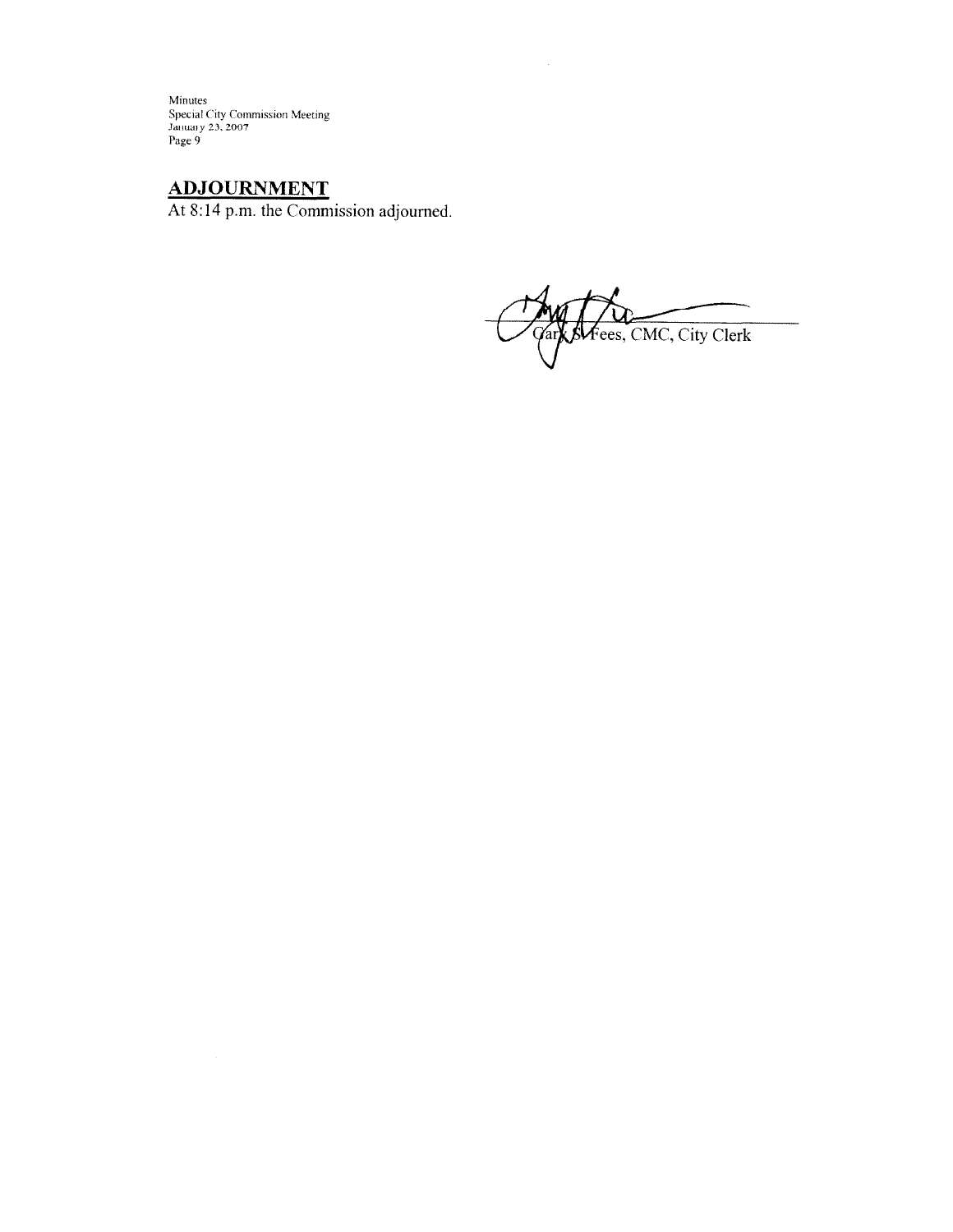## ADJOURNMENT

At 8:14 p.m. the Commission adjourned.

Gary S. Fees, CMC, City Clerk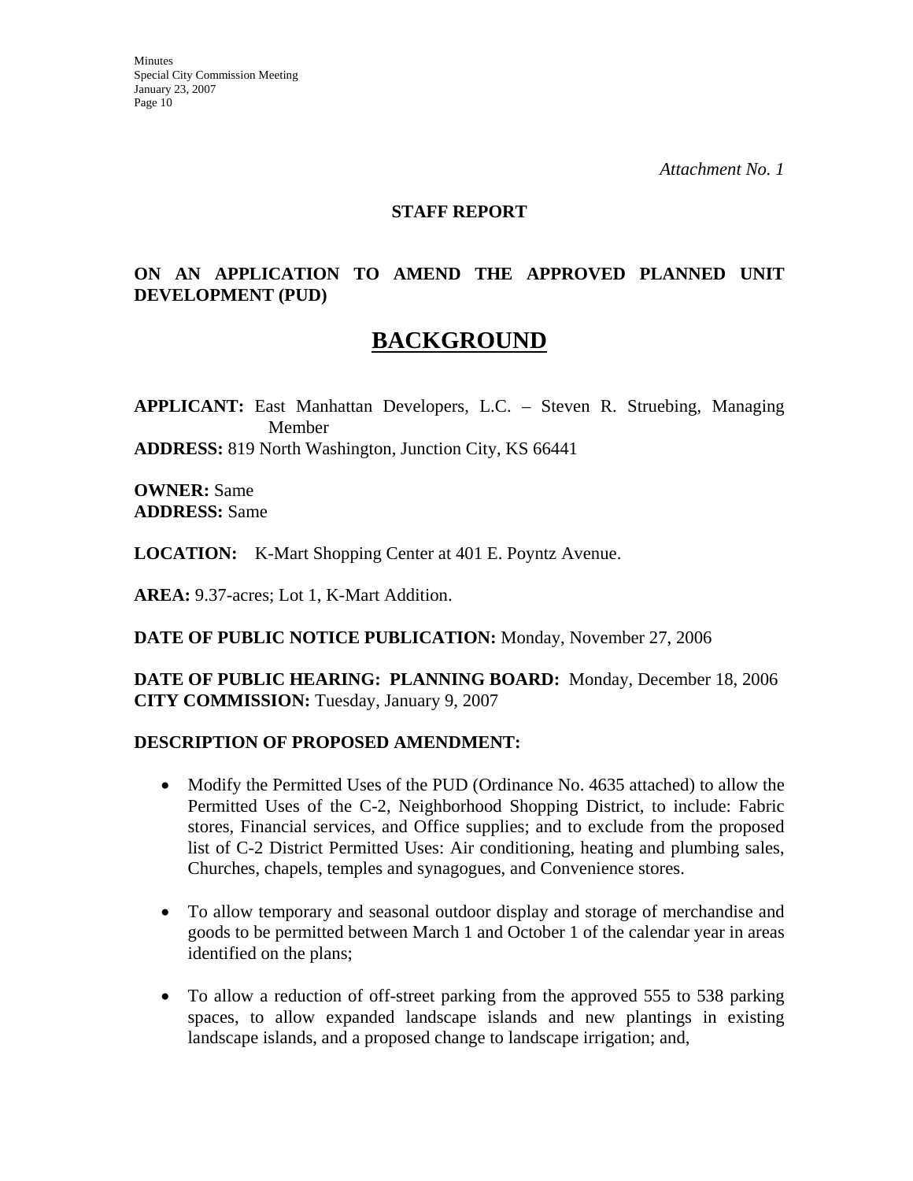*Attachment No. 1*

**STAFF REPORT**

**ON AN APPLICATION TO AMEND THE APPROVED PLANNED UNIT DEVELOPMENT (PUD)**

# BACKGROUND

**APPLICANT:** East Manhattan Developers, L.C. – Steven R. Struebing, Managing Member
**ADDRESS:** 819 North Washington, Junction City, KS 66441

**OWNER:** Same
**ADDRESS:** Same

**LOCATION:** K-Mart Shopping Center at 401 E. Poyntz Avenue.

**AREA:** 9.37-acres; Lot 1, K-Mart Addition.

**DATE OF PUBLIC NOTICE PUBLICATION:** Monday, November 27, 2006

**DATE OF PUBLIC HEARING: PLANNING BOARD:** Monday, December 18, 2006
**CITY COMMISSION:** Tuesday, January 9, 2007

**DESCRIPTION OF PROPOSED AMENDMENT:**

- Modify the Permitted Uses of the PUD (Ordinance No. 4635 attached) to allow the Permitted Uses of the C-2, Neighborhood Shopping District, to include: Fabric stores, Financial services, and Office supplies; and to exclude from the proposed list of C-2 District Permitted Uses: Air conditioning, heating and plumbing sales, Churches, chapels, temples and synagogues, and Convenience stores.

- To allow temporary and seasonal outdoor display and storage of merchandise and goods to be permitted between March 1 and October 1 of the calendar year in areas identified on the plans;

- To allow a reduction of off-street parking from the approved 555 to 538 parking spaces, to allow expanded landscape islands and new plantings in existing landscape islands, and a proposed change to landscape irrigation; and,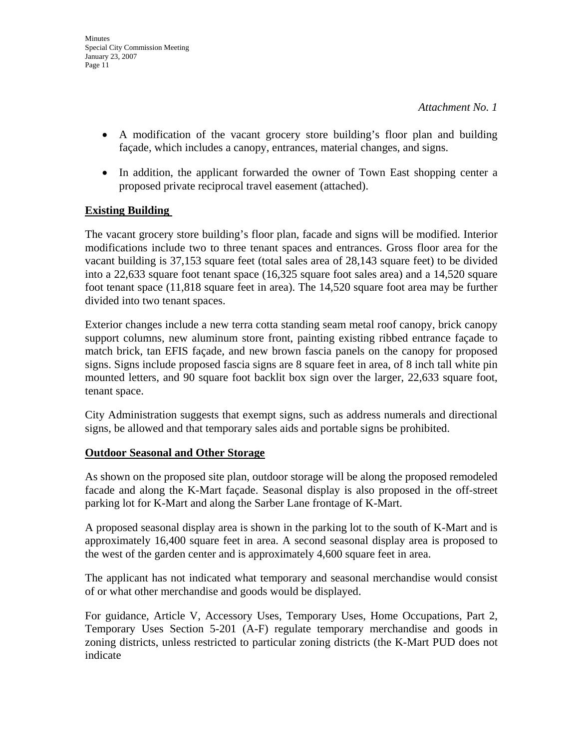*Attachment No. 1*

- A modification of the vacant grocery store building's floor plan and building façade, which includes a canopy, entrances, material changes, and signs.
- In addition, the applicant forwarded the owner of Town East shopping center a proposed private reciprocal travel easement (attached).

**Existing Building**

The vacant grocery store building's floor plan, facade and signs will be modified. Interior modifications include two to three tenant spaces and entrances. Gross floor area for the vacant building is 37,153 square feet (total sales area of 28,143 square feet) to be divided into a 22,633 square foot tenant space (16,325 square foot sales area) and a 14,520 square foot tenant space (11,818 square feet in area). The 14,520 square foot area may be further divided into two tenant spaces.

Exterior changes include a new terra cotta standing seam metal roof canopy, brick canopy support columns, new aluminum store front, painting existing ribbed entrance façade to match brick, tan EFIS façade, and new brown fascia panels on the canopy for proposed signs. Signs include proposed fascia signs are 8 square feet in area, of 8 inch tall white pin mounted letters, and 90 square foot backlit box sign over the larger, 22,633 square foot, tenant space.

City Administration suggests that exempt signs, such as address numerals and directional signs, be allowed and that temporary sales aids and portable signs be prohibited.

**Outdoor Seasonal and Other Storage**

As shown on the proposed site plan, outdoor storage will be along the proposed remodeled facade and along the K-Mart façade. Seasonal display is also proposed in the off-street parking lot for K-Mart and along the Sarber Lane frontage of K-Mart.

A proposed seasonal display area is shown in the parking lot to the south of K-Mart and is approximately 16,400 square feet in area. A second seasonal display area is proposed to the west of the garden center and is approximately 4,600 square feet in area.

The applicant has not indicated what temporary and seasonal merchandise would consist of or what other merchandise and goods would be displayed.

For guidance, Article V, Accessory Uses, Temporary Uses, Home Occupations, Part 2, Temporary Uses Section 5-201 (A-F) regulate temporary merchandise and goods in zoning districts, unless restricted to particular zoning districts (the K-Mart PUD does not indicate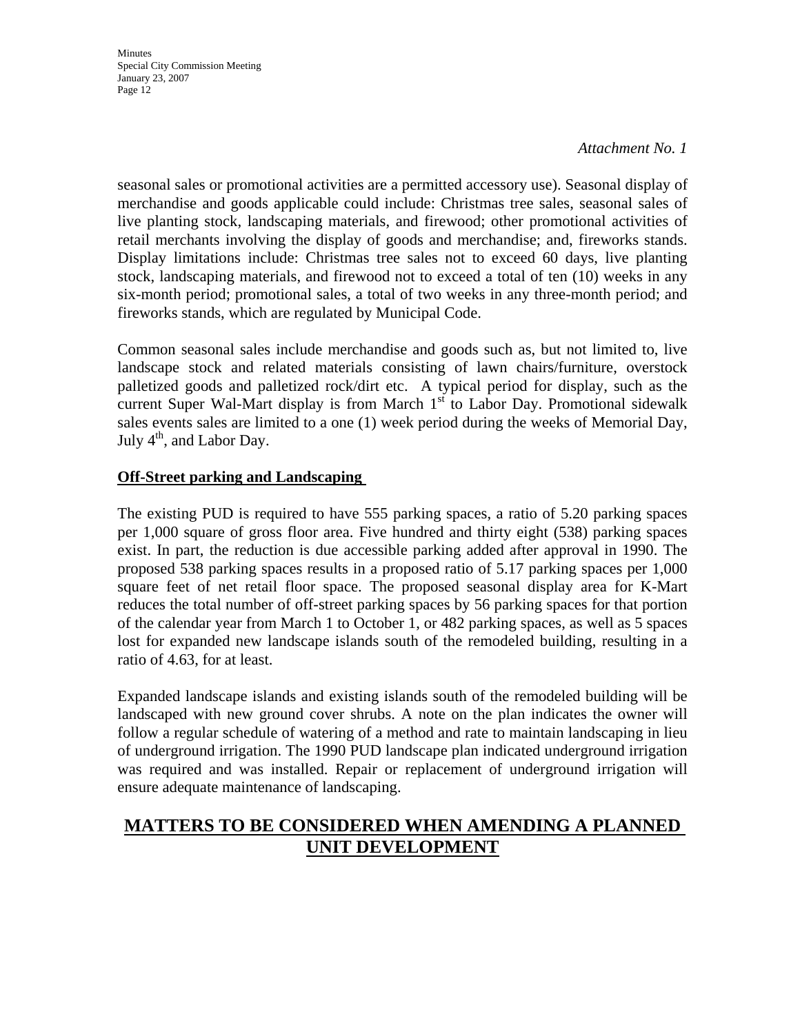*Attachment No. 1*

seasonal sales or promotional activities are a permitted accessory use). Seasonal display of merchandise and goods applicable could include: Christmas tree sales, seasonal sales of live planting stock, landscaping materials, and firewood; other promotional activities of retail merchants involving the display of goods and merchandise; and, fireworks stands. Display limitations include: Christmas tree sales not to exceed 60 days, live planting stock, landscaping materials, and firewood not to exceed a total of ten (10) weeks in any six-month period; promotional sales, a total of two weeks in any three-month period; and fireworks stands, which are regulated by Municipal Code.

Common seasonal sales include merchandise and goods such as, but not limited to, live landscape stock and related materials consisting of lawn chairs/furniture, overstock palletized goods and palletized rock/dirt etc. A typical period for display, such as the current Super Wal-Mart display is from March 1st to Labor Day. Promotional sidewalk sales events sales are limited to a one (1) week period during the weeks of Memorial Day, July 4th, and Labor Day.

**Off-Street parking and Landscaping**

The existing PUD is required to have 555 parking spaces, a ratio of 5.20 parking spaces per 1,000 square of gross floor area. Five hundred and thirty eight (538) parking spaces exist. In part, the reduction is due accessible parking added after approval in 1990. The proposed 538 parking spaces results in a proposed ratio of 5.17 parking spaces per 1,000 square feet of net retail floor space. The proposed seasonal display area for K-Mart reduces the total number of off-street parking spaces by 56 parking spaces for that portion of the calendar year from March 1 to October 1, or 482 parking spaces, as well as 5 spaces lost for expanded new landscape islands south of the remodeled building, resulting in a ratio of 4.63, for at least.

Expanded landscape islands and existing islands south of the remodeled building will be landscaped with new ground cover shrubs. A note on the plan indicates the owner will follow a regular schedule of watering of a method and rate to maintain landscaping in lieu of underground irrigation. The 1990 PUD landscape plan indicated underground irrigation was required and was installed. Repair or replacement of underground irrigation will ensure adequate maintenance of landscaping.

## MATTERS TO BE CONSIDERED WHEN AMENDING A PLANNED UNIT DEVELOPMENT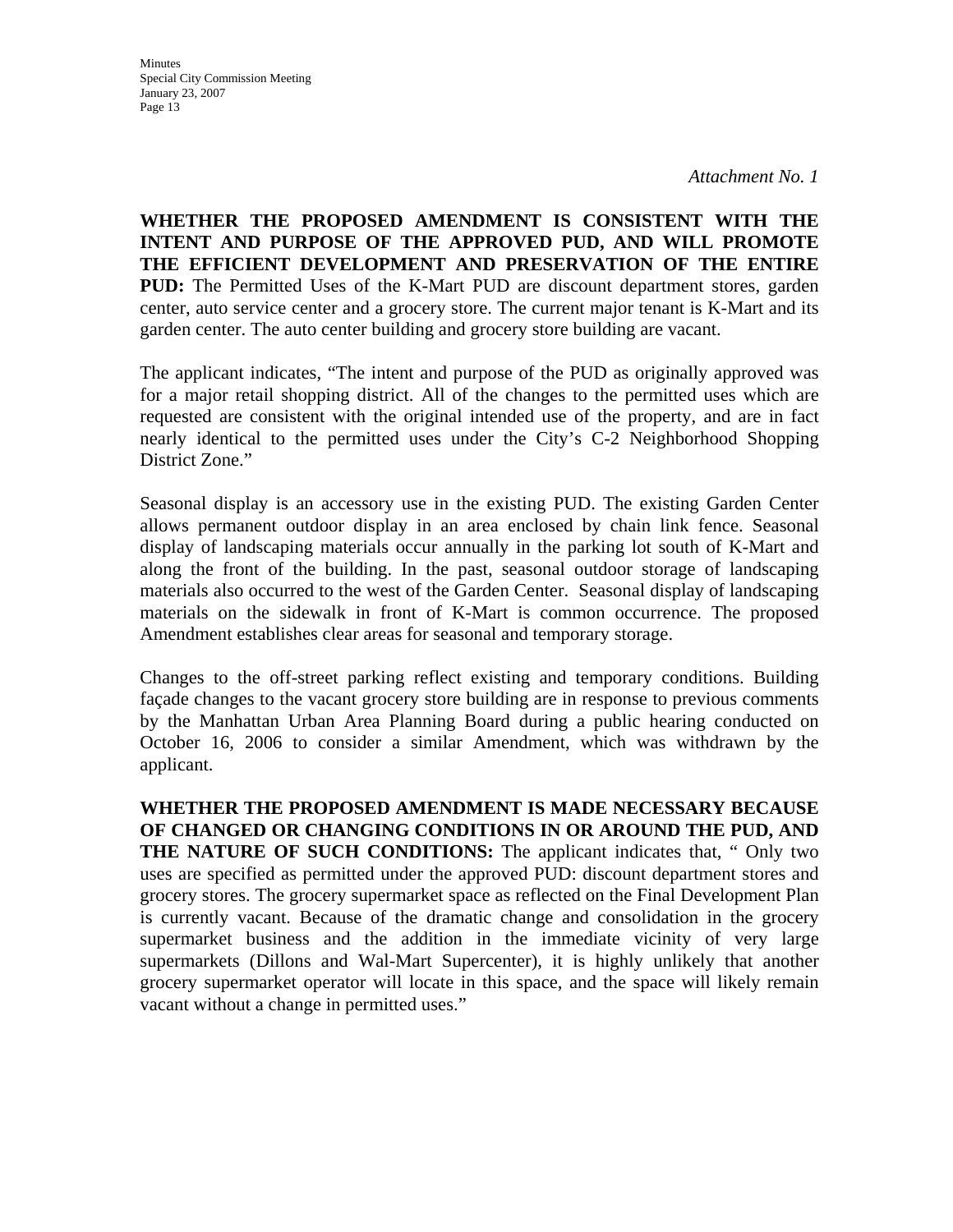*Attachment No. 1*

**WHETHER THE PROPOSED AMENDMENT IS CONSISTENT WITH THE INTENT AND PURPOSE OF THE APPROVED PUD, AND WILL PROMOTE THE EFFICIENT DEVELOPMENT AND PRESERVATION OF THE ENTIRE PUD:** The Permitted Uses of the K-Mart PUD are discount department stores, garden center, auto service center and a grocery store. The current major tenant is K-Mart and its garden center. The auto center building and grocery store building are vacant.

The applicant indicates, "The intent and purpose of the PUD as originally approved was for a major retail shopping district. All of the changes to the permitted uses which are requested are consistent with the original intended use of the property, and are in fact nearly identical to the permitted uses under the City's C-2 Neighborhood Shopping District Zone."

Seasonal display is an accessory use in the existing PUD. The existing Garden Center allows permanent outdoor display in an area enclosed by chain link fence. Seasonal display of landscaping materials occur annually in the parking lot south of K-Mart and along the front of the building. In the past, seasonal outdoor storage of landscaping materials also occurred to the west of the Garden Center. Seasonal display of landscaping materials on the sidewalk in front of K-Mart is common occurrence. The proposed Amendment establishes clear areas for seasonal and temporary storage.

Changes to the off-street parking reflect existing and temporary conditions. Building façade changes to the vacant grocery store building are in response to previous comments by the Manhattan Urban Area Planning Board during a public hearing conducted on October 16, 2006 to consider a similar Amendment, which was withdrawn by the applicant.

**WHETHER THE PROPOSED AMENDMENT IS MADE NECESSARY BECAUSE OF CHANGED OR CHANGING CONDITIONS IN OR AROUND THE PUD, AND THE NATURE OF SUCH CONDITIONS:** The applicant indicates that, " Only two uses are specified as permitted under the approved PUD: discount department stores and grocery stores. The grocery supermarket space as reflected on the Final Development Plan is currently vacant. Because of the dramatic change and consolidation in the grocery supermarket business and the addition in the immediate vicinity of very large supermarkets (Dillons and Wal-Mart Supercenter), it is highly unlikely that another grocery supermarket operator will locate in this space, and the space will likely remain vacant without a change in permitted uses."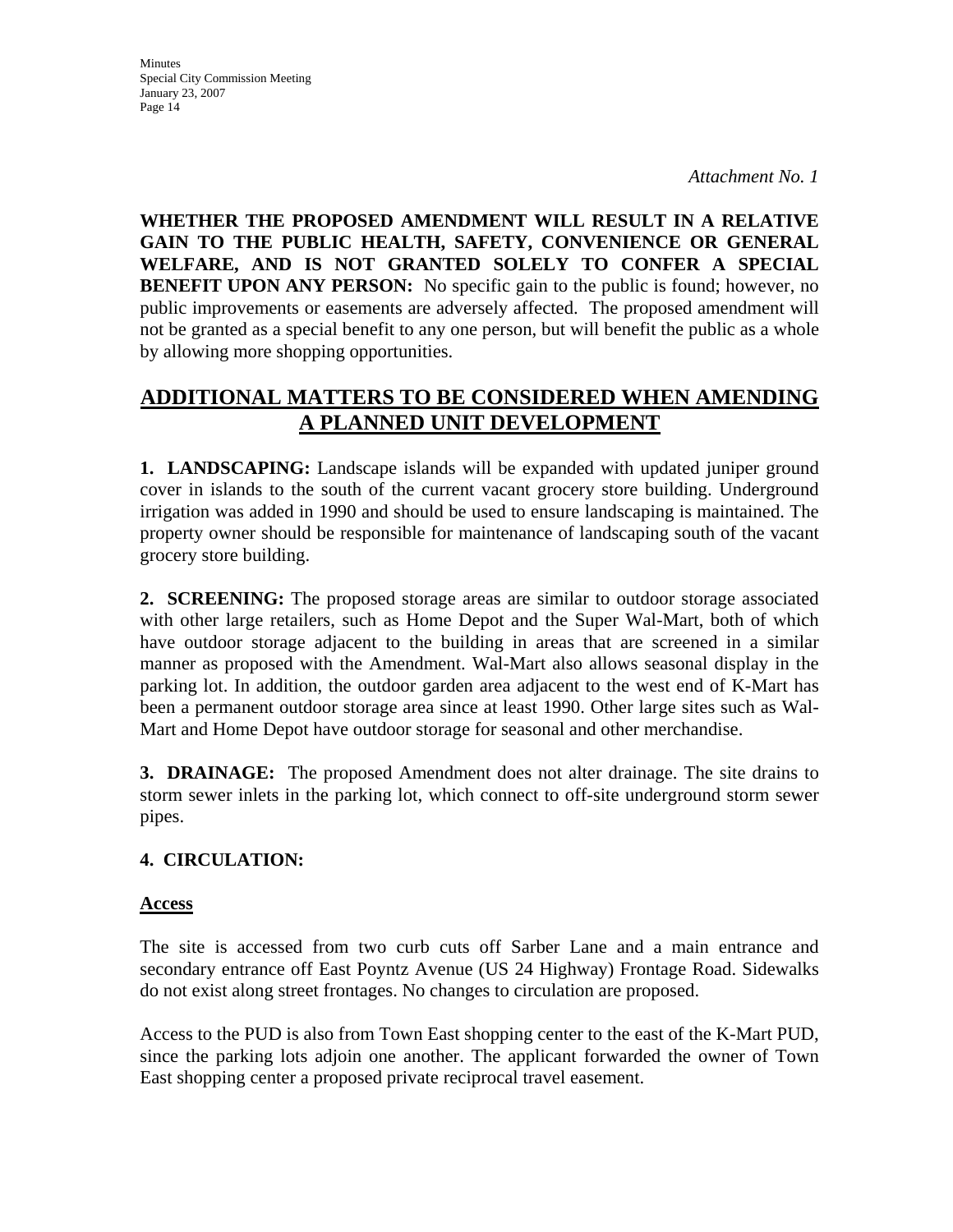*Attachment No. 1*

**WHETHER THE PROPOSED AMENDMENT WILL RESULT IN A RELATIVE GAIN TO THE PUBLIC HEALTH, SAFETY, CONVENIENCE OR GENERAL WELFARE, AND IS NOT GRANTED SOLELY TO CONFER A SPECIAL BENEFIT UPON ANY PERSON:** No specific gain to the public is found; however, no public improvements or easements are adversely affected. The proposed amendment will not be granted as a special benefit to any one person, but will benefit the public as a whole by allowing more shopping opportunities.

## ADDITIONAL MATTERS TO BE CONSIDERED WHEN AMENDING A PLANNED UNIT DEVELOPMENT

**1. LANDSCAPING:** Landscape islands will be expanded with updated juniper ground cover in islands to the south of the current vacant grocery store building. Underground irrigation was added in 1990 and should be used to ensure landscaping is maintained. The property owner should be responsible for maintenance of landscaping south of the vacant grocery store building.

**2. SCREENING:** The proposed storage areas are similar to outdoor storage associated with other large retailers, such as Home Depot and the Super Wal-Mart, both of which have outdoor storage adjacent to the building in areas that are screened in a similar manner as proposed with the Amendment. Wal-Mart also allows seasonal display in the parking lot. In addition, the outdoor garden area adjacent to the west end of K-Mart has been a permanent outdoor storage area since at least 1990. Other large sites such as Wal-Mart and Home Depot have outdoor storage for seasonal and other merchandise.

**3. DRAINAGE:** The proposed Amendment does not alter drainage. The site drains to storm sewer inlets in the parking lot, which connect to off-site underground storm sewer pipes.

**4. CIRCULATION:**

**Access**

The site is accessed from two curb cuts off Sarber Lane and a main entrance and secondary entrance off East Poyntz Avenue (US 24 Highway) Frontage Road. Sidewalks do not exist along street frontages. No changes to circulation are proposed.

Access to the PUD is also from Town East shopping center to the east of the K-Mart PUD, since the parking lots adjoin one another. The applicant forwarded the owner of Town East shopping center a proposed private reciprocal travel easement.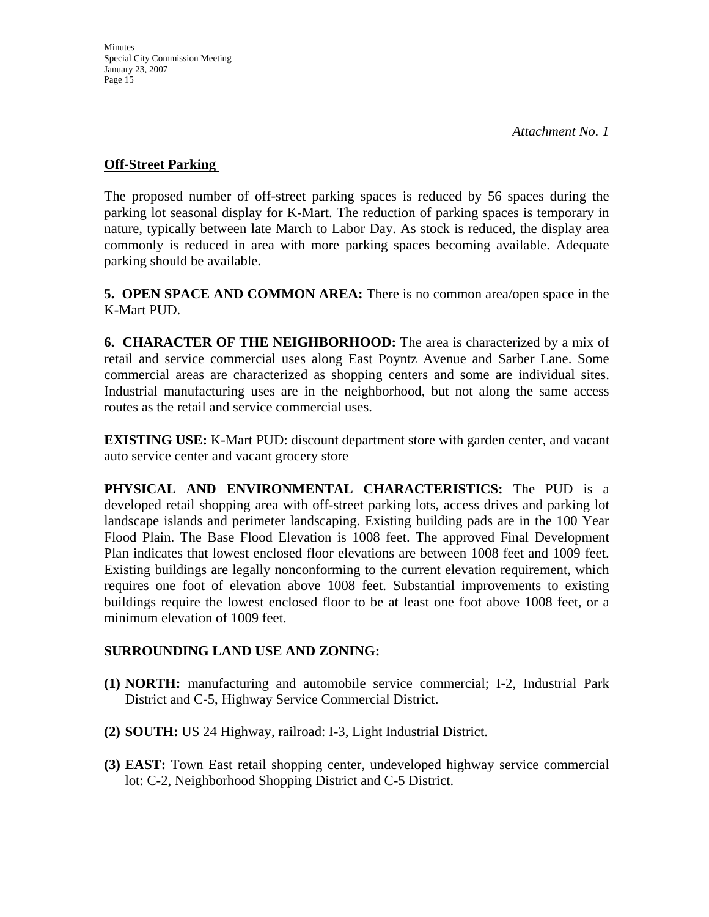*Attachment No. 1*

**Off-Street Parking**

The proposed number of off-street parking spaces is reduced by 56 spaces during the parking lot seasonal display for K-Mart. The reduction of parking spaces is temporary in nature, typically between late March to Labor Day. As stock is reduced, the display area commonly is reduced in area with more parking spaces becoming available. Adequate parking should be available.

**5. OPEN SPACE AND COMMON AREA:** There is no common area/open space in the K-Mart PUD.

**6. CHARACTER OF THE NEIGHBORHOOD:** The area is characterized by a mix of retail and service commercial uses along East Poyntz Avenue and Sarber Lane. Some commercial areas are characterized as shopping centers and some are individual sites. Industrial manufacturing uses are in the neighborhood, but not along the same access routes as the retail and service commercial uses.

**EXISTING USE:** K-Mart PUD: discount department store with garden center, and vacant auto service center and vacant grocery store

**PHYSICAL AND ENVIRONMENTAL CHARACTERISTICS:** The PUD is a developed retail shopping area with off-street parking lots, access drives and parking lot landscape islands and perimeter landscaping. Existing building pads are in the 100 Year Flood Plain. The Base Flood Elevation is 1008 feet. The approved Final Development Plan indicates that lowest enclosed floor elevations are between 1008 feet and 1009 feet. Existing buildings are legally nonconforming to the current elevation requirement, which requires one foot of elevation above 1008 feet. Substantial improvements to existing buildings require the lowest enclosed floor to be at least one foot above 1008 feet, or a minimum elevation of 1009 feet.

**SURROUNDING LAND USE AND ZONING:**

**(1) NORTH:** manufacturing and automobile service commercial; I-2, Industrial Park District and C-5, Highway Service Commercial District.

**(2) SOUTH:** US 24 Highway, railroad: I-3, Light Industrial District.

**(3) EAST:** Town East retail shopping center, undeveloped highway service commercial lot: C-2, Neighborhood Shopping District and C-5 District.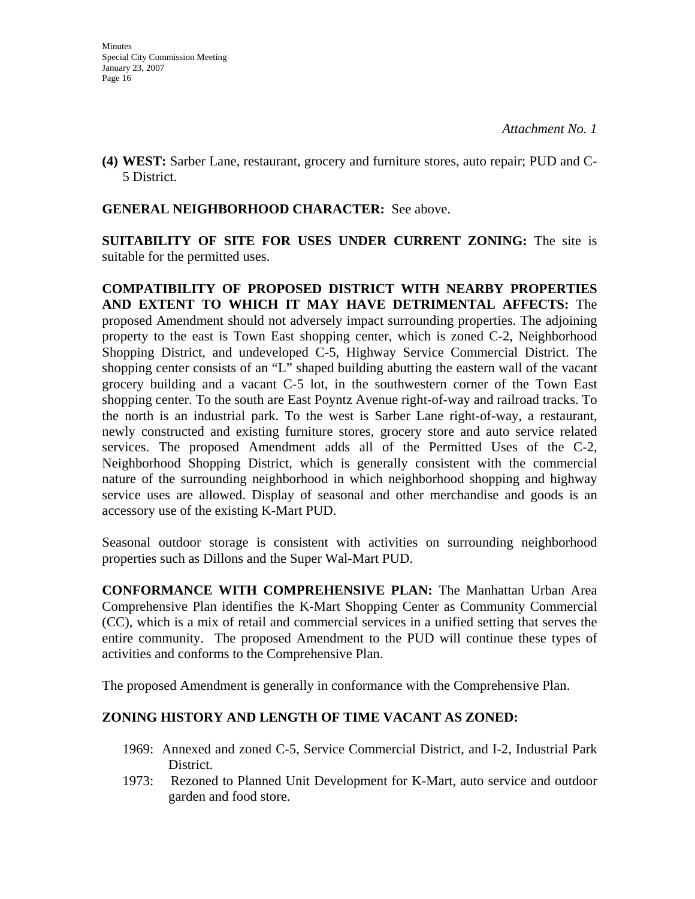*Attachment No. 1*

**(4) WEST:** Sarber Lane, restaurant, grocery and furniture stores, auto repair; PUD and C-5 District.

**GENERAL NEIGHBORHOOD CHARACTER:** See above.

**SUITABILITY OF SITE FOR USES UNDER CURRENT ZONING:** The site is suitable for the permitted uses.

**COMPATIBILITY OF PROPOSED DISTRICT WITH NEARBY PROPERTIES AND EXTENT TO WHICH IT MAY HAVE DETRIMENTAL AFFECTS:** The proposed Amendment should not adversely impact surrounding properties. The adjoining property to the east is Town East shopping center, which is zoned C-2, Neighborhood Shopping District, and undeveloped C-5, Highway Service Commercial District. The shopping center consists of an "L" shaped building abutting the eastern wall of the vacant grocery building and a vacant C-5 lot, in the southwestern corner of the Town East shopping center. To the south are East Poyntz Avenue right-of-way and railroad tracks. To the north is an industrial park. To the west is Sarber Lane right-of-way, a restaurant, newly constructed and existing furniture stores, grocery store and auto service related services. The proposed Amendment adds all of the Permitted Uses of the C-2, Neighborhood Shopping District, which is generally consistent with the commercial nature of the surrounding neighborhood in which neighborhood shopping and highway service uses are allowed. Display of seasonal and other merchandise and goods is an accessory use of the existing K-Mart PUD.

Seasonal outdoor storage is consistent with activities on surrounding neighborhood properties such as Dillons and the Super Wal-Mart PUD.

**CONFORMANCE WITH COMPREHENSIVE PLAN:** The Manhattan Urban Area Comprehensive Plan identifies the K-Mart Shopping Center as Community Commercial (CC), which is a mix of retail and commercial services in a unified setting that serves the entire community. The proposed Amendment to the PUD will continue these types of activities and conforms to the Comprehensive Plan.

The proposed Amendment is generally in conformance with the Comprehensive Plan.

**ZONING HISTORY AND LENGTH OF TIME VACANT AS ZONED:**

1969: Annexed and zoned C-5, Service Commercial District, and I-2, Industrial Park District.

1973: Rezoned to Planned Unit Development for K-Mart, auto service and outdoor garden and food store.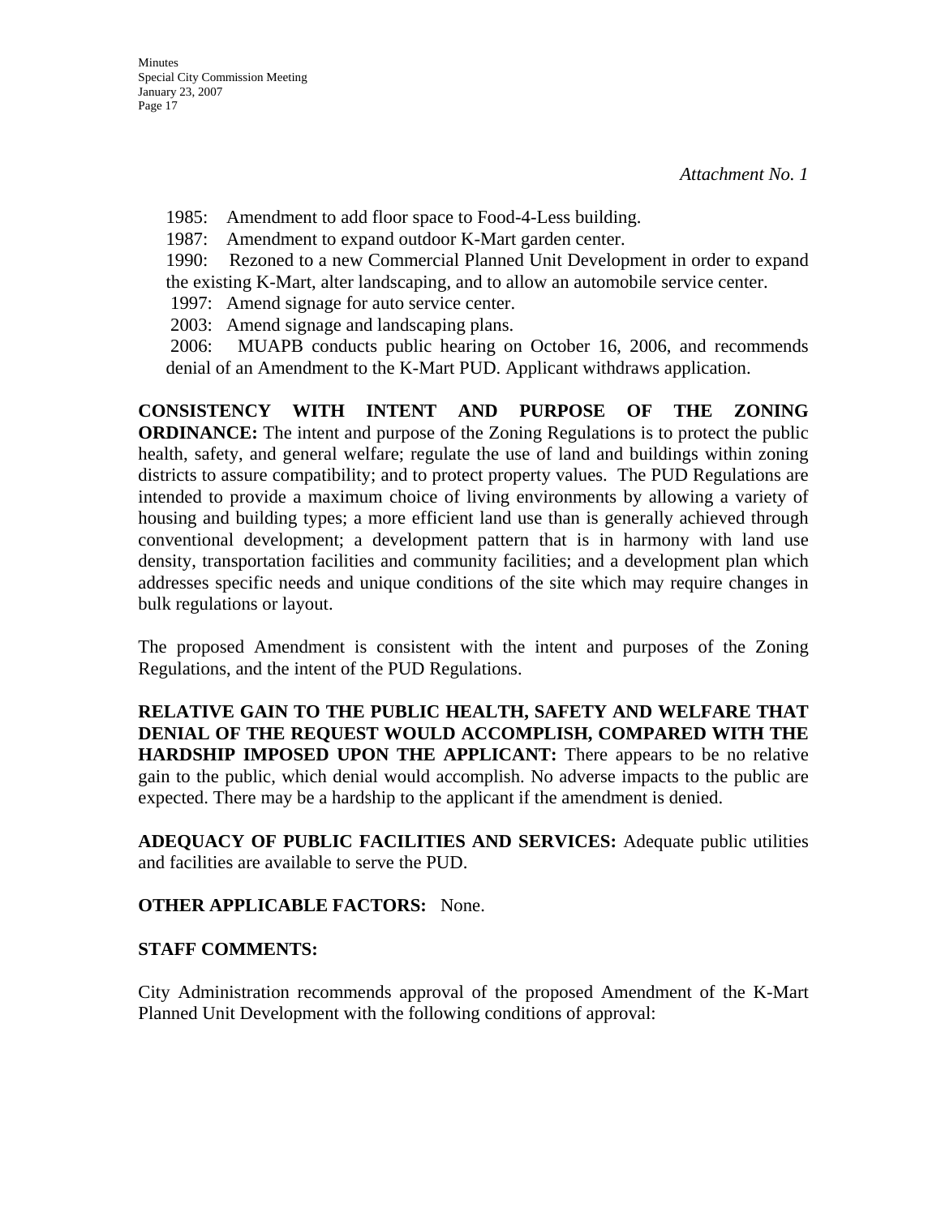*Attachment No. 1*

1985: Amendment to add floor space to Food-4-Less building.

1987: Amendment to expand outdoor K-Mart garden center.

1990: Rezoned to a new Commercial Planned Unit Development in order to expand the existing K-Mart, alter landscaping, and to allow an automobile service center.

1997: Amend signage for auto service center.

2003: Amend signage and landscaping plans.

2006: MUAPB conducts public hearing on October 16, 2006, and recommends denial of an Amendment to the K-Mart PUD. Applicant withdraws application.

**CONSISTENCY WITH INTENT AND PURPOSE OF THE ZONING ORDINANCE:** The intent and purpose of the Zoning Regulations is to protect the public health, safety, and general welfare; regulate the use of land and buildings within zoning districts to assure compatibility; and to protect property values. The PUD Regulations are intended to provide a maximum choice of living environments by allowing a variety of housing and building types; a more efficient land use than is generally achieved through conventional development; a development pattern that is in harmony with land use density, transportation facilities and community facilities; and a development plan which addresses specific needs and unique conditions of the site which may require changes in bulk regulations or layout.

The proposed Amendment is consistent with the intent and purposes of the Zoning Regulations, and the intent of the PUD Regulations.

**RELATIVE GAIN TO THE PUBLIC HEALTH, SAFETY AND WELFARE THAT DENIAL OF THE REQUEST WOULD ACCOMPLISH, COMPARED WITH THE HARDSHIP IMPOSED UPON THE APPLICANT:** There appears to be no relative gain to the public, which denial would accomplish. No adverse impacts to the public are expected. There may be a hardship to the applicant if the amendment is denied.

**ADEQUACY OF PUBLIC FACILITIES AND SERVICES:** Adequate public utilities and facilities are available to serve the PUD.

**OTHER APPLICABLE FACTORS:** None.

**STAFF COMMENTS:**

City Administration recommends approval of the proposed Amendment of the K-Mart Planned Unit Development with the following conditions of approval: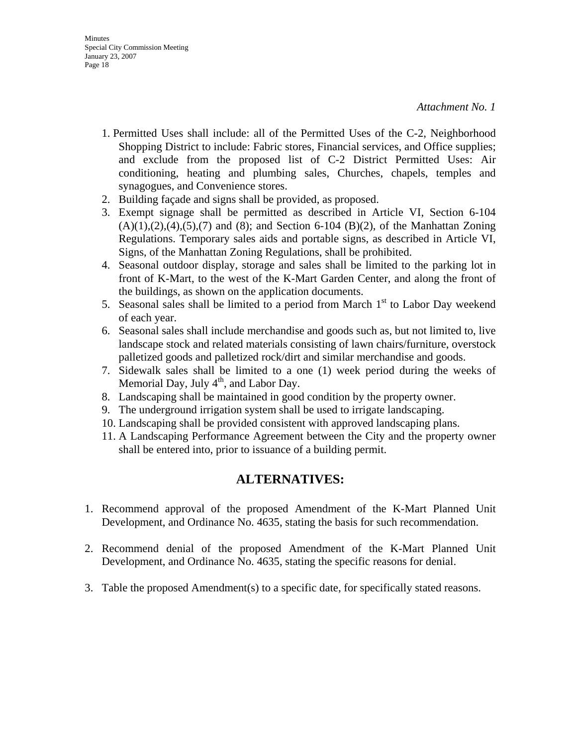*Attachment No. 1*

1. Permitted Uses shall include: all of the Permitted Uses of the C-2, Neighborhood Shopping District to include: Fabric stores, Financial services, and Office supplies; and exclude from the proposed list of C-2 District Permitted Uses: Air conditioning, heating and plumbing sales, Churches, chapels, temples and synagogues, and Convenience stores.
2. Building façade and signs shall be provided, as proposed.
3. Exempt signage shall be permitted as described in Article VI, Section 6-104 (A)(1),(2),(4),(5),(7) and (8); and Section 6-104 (B)(2), of the Manhattan Zoning Regulations. Temporary sales aids and portable signs, as described in Article VI, Signs, of the Manhattan Zoning Regulations, shall be prohibited.
4. Seasonal outdoor display, storage and sales shall be limited to the parking lot in front of K-Mart, to the west of the K-Mart Garden Center, and along the front of the buildings, as shown on the application documents.
5. Seasonal sales shall be limited to a period from March 1st to Labor Day weekend of each year.
6. Seasonal sales shall include merchandise and goods such as, but not limited to, live landscape stock and related materials consisting of lawn chairs/furniture, overstock palletized goods and palletized rock/dirt and similar merchandise and goods.
7. Sidewalk sales shall be limited to a one (1) week period during the weeks of Memorial Day, July 4th, and Labor Day.
8. Landscaping shall be maintained in good condition by the property owner.
9. The underground irrigation system shall be used to irrigate landscaping.
10. Landscaping shall be provided consistent with approved landscaping plans.
11. A Landscaping Performance Agreement between the City and the property owner shall be entered into, prior to issuance of a building permit.

## ALTERNATIVES:

1. Recommend approval of the proposed Amendment of the K-Mart Planned Unit Development, and Ordinance No. 4635, stating the basis for such recommendation.

2. Recommend denial of the proposed Amendment of the K-Mart Planned Unit Development, and Ordinance No. 4635, stating the specific reasons for denial.

3. Table the proposed Amendment(s) to a specific date, for specifically stated reasons.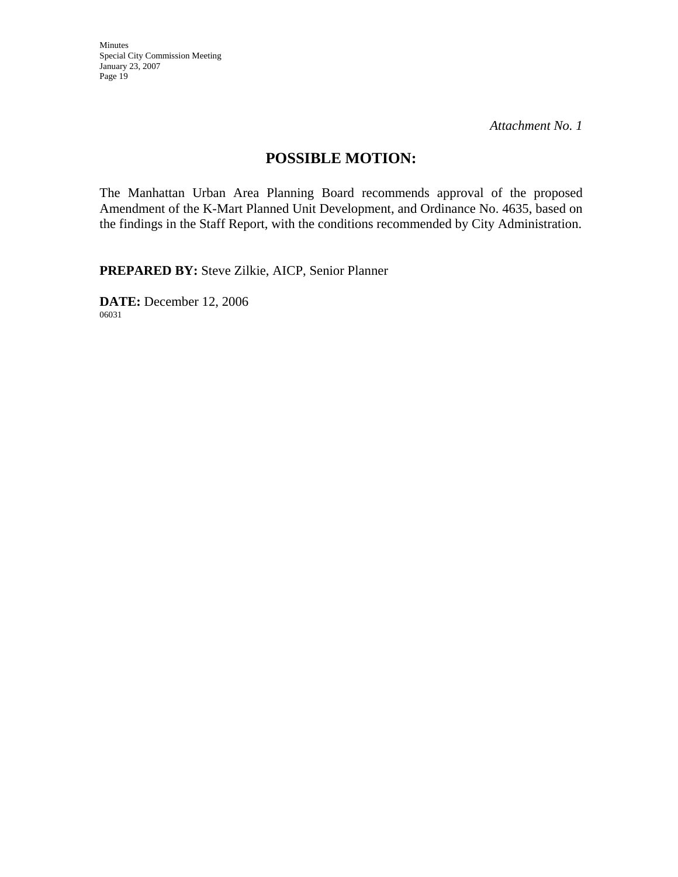*Attachment No. 1*

## POSSIBLE MOTION:

The Manhattan Urban Area Planning Board recommends approval of the proposed Amendment of the K-Mart Planned Unit Development, and Ordinance No. 4635, based on the findings in the Staff Report, with the conditions recommended by City Administration.

**PREPARED BY:** Steve Zilkie, AICP, Senior Planner

**DATE:** December 12, 2006

06031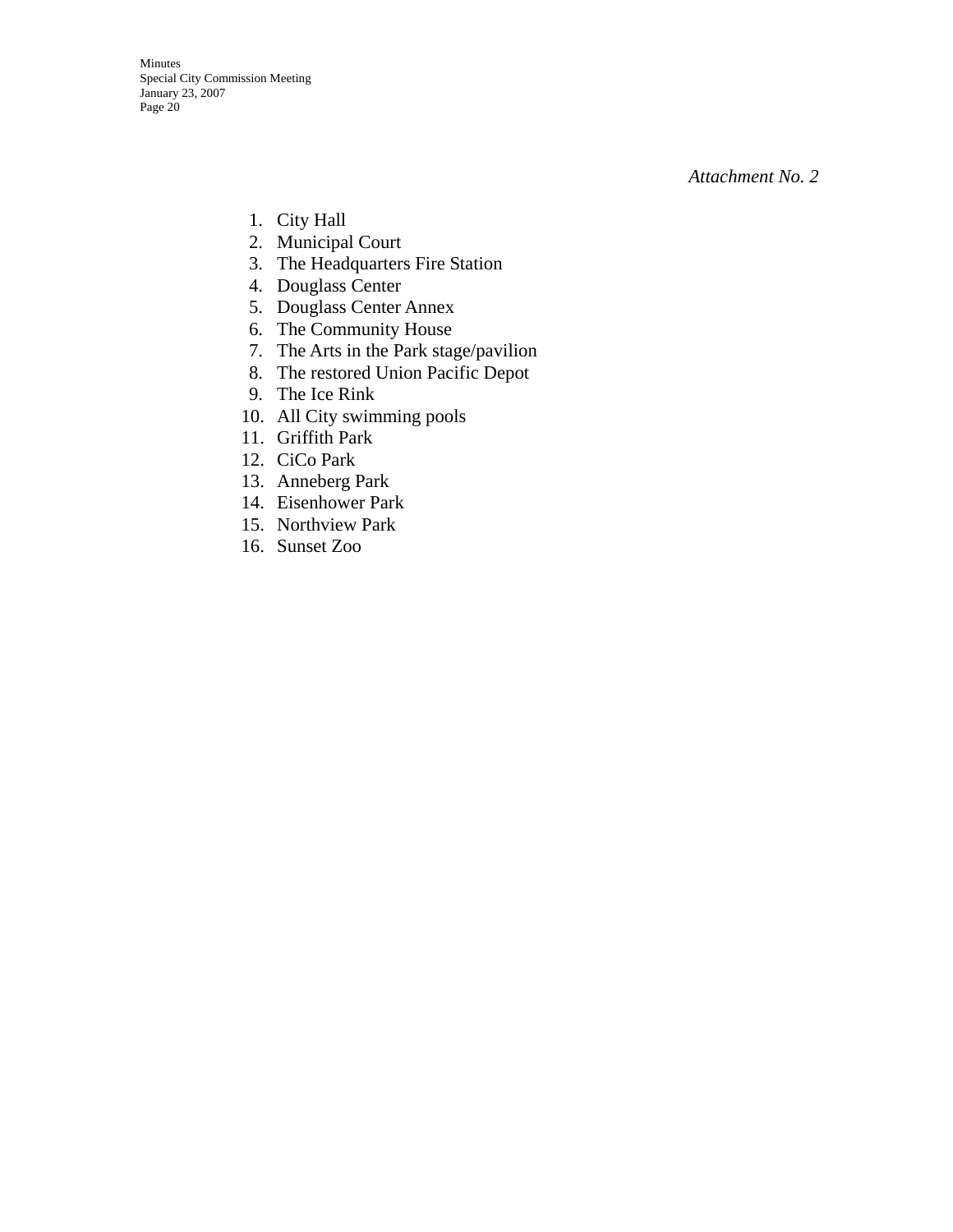*Attachment No. 2*

1. City Hall
2. Municipal Court
3. The Headquarters Fire Station
4. Douglass Center
5. Douglass Center Annex
6. The Community House
7. The Arts in the Park stage/pavilion
8. The restored Union Pacific Depot
9. The Ice Rink
10. All City swimming pools
11. Griffith Park
12. CiCo Park
13. Anneberg Park
14. Eisenhower Park
15. Northview Park
16. Sunset Zoo